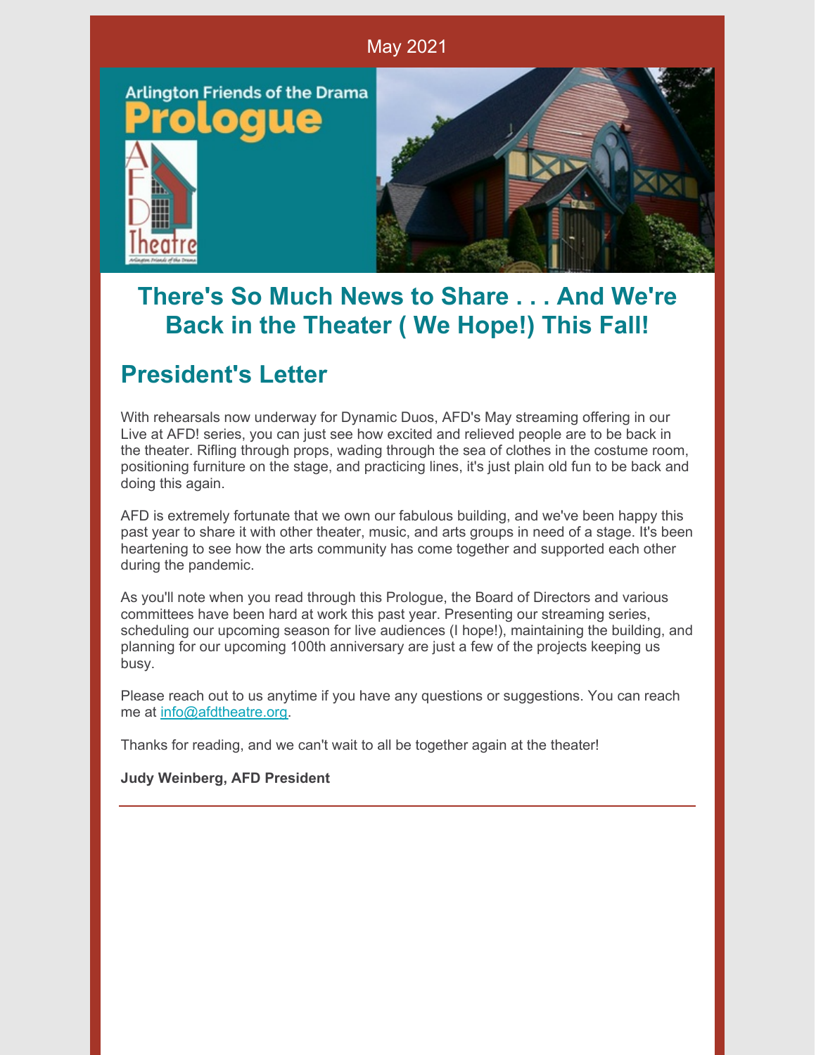May 2021

# There's So Much News to Share . . . And We're Back in the Theater ( We Hope!) This Fall!

## President's Letter

With rehearsals now underway for Dynamic Duos, AFD's May streaming offering in our Live at AFD! series, you can just see how excited and relieved people are to be back in the theater. Rifling through props, wading through the sea of clothes in the costume room, positioning furniture on the stage, and practicing lines, it's just plain old fun to be back and doing this again.

AFD is extremely fortunate that we own our fabulous building, and we've been happy this past year to share it with other theater, music, and arts groups in need of a stage. It's been heartening to see how the arts community has come together and supported each other during the pandemic.

As you'll note when you read through this Prologue, the Board of Directors and various committees have been hard at work this past year. Presenting our streaming series, scheduling our upcoming season for live audiences (I hope!), maintaining the building, and planning for our upcoming 100th anniversary are just a few of the projects keeping us busy.

Please reach out to us anytime if you have any questions or suggestions. You can reach me at info@afdtheatre.org.

Thanks for reading, and we can't wait to all be together again at the theater!

**Judy Weinberg, AFD President**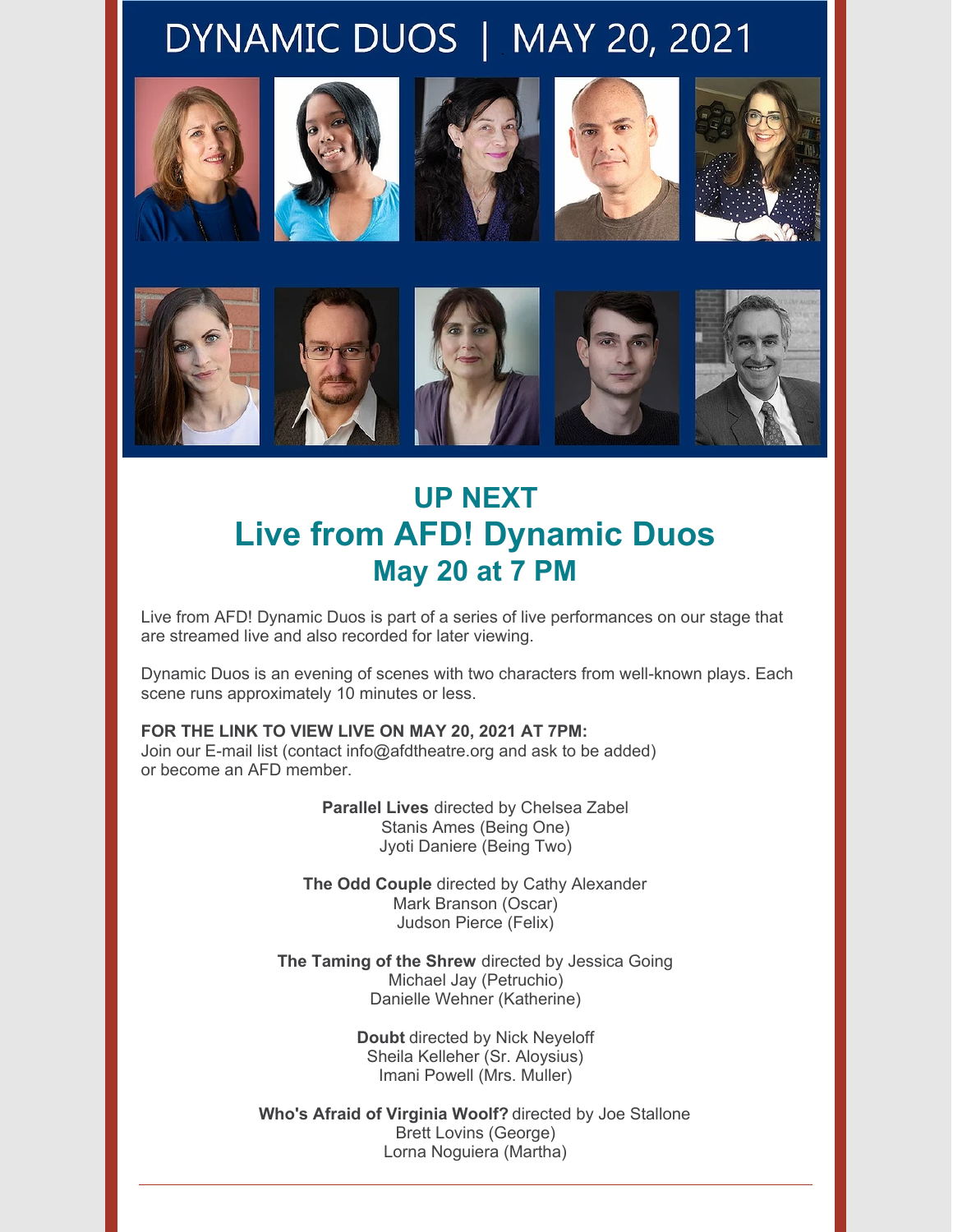# DYNAMIC DUOS | MAY 20, 2021

## UP NEXT
## Live from AFD! Dynamic Duos
### May 20 at 7 PM

Live from AFD! Dynamic Duos is part of a series of live performances on our stage that are streamed live and also recorded for later viewing.

Dynamic Duos is an evening of scenes with two characters from well-known plays. Each scene runs approximately 10 minutes or less.

**FOR THE LINK TO VIEW LIVE ON MAY 20, 2021 AT 7PM:**
Join our E-mail list (contact info@afdtheatre.org and ask to be added) or become an AFD member.

**Parallel Lives** directed by Chelsea Zabel
Stanis Ames (Being One)
Jyoti Daniere (Being Two)

**The Odd Couple** directed by Cathy Alexander
Mark Branson (Oscar)
Judson Pierce (Felix)

**The Taming of the Shrew** directed by Jessica Going
Michael Jay (Petruchio)
Danielle Wehner (Katherine)

**Doubt** directed by Nick Neyeloff
Sheila Kelleher (Sr. Aloysius)
Imani Powell (Mrs. Muller)

**Who's Afraid of Virginia Woolf?** directed by Joe Stallone
Brett Lovins (George)
Lorna Noguiera (Martha)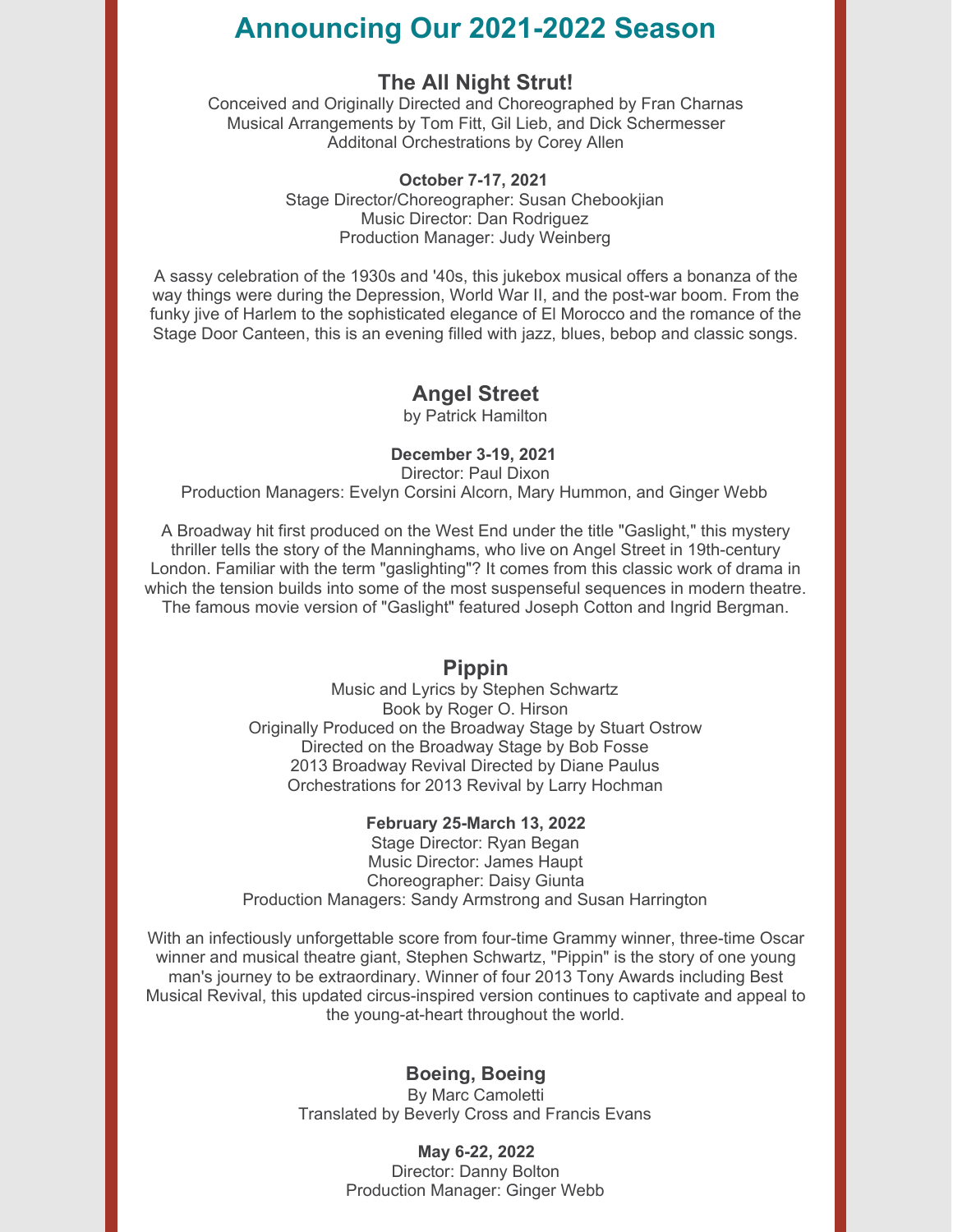# Announcing Our 2021-2022 Season

## The All Night Strut!

Conceived and Originally Directed and Choreographed by Fran Charnas
Musical Arrangements by Tom Fitt, Gil Lieb, and Dick Schermesser
Additonal Orchestrations by Corey Allen

**October 7-17, 2021**
Stage Director/Choreographer: Susan Chebookjian
Music Director: Dan Rodriguez
Production Manager: Judy Weinberg

A sassy celebration of the 1930s and '40s, this jukebox musical offers a bonanza of the way things were during the Depression, World War II, and the post-war boom. From the funky jive of Harlem to the sophisticated elegance of El Morocco and the romance of the Stage Door Canteen, this is an evening filled with jazz, blues, bebop and classic songs.

## Angel Street

by Patrick Hamilton

**December 3-19, 2021**
Director: Paul Dixon
Production Managers: Evelyn Corsini Alcorn, Mary Hummon, and Ginger Webb

A Broadway hit first produced on the West End under the title "Gaslight," this mystery thriller tells the story of the Manninghams, who live on Angel Street in 19th-century London. Familiar with the term "gaslighting"? It comes from this classic work of drama in which the tension builds into some of the most suspenseful sequences in modern theatre. The famous movie version of "Gaslight" featured Joseph Cotton and Ingrid Bergman.

## Pippin

Music and Lyrics by Stephen Schwartz
Book by Roger O. Hirson
Originally Produced on the Broadway Stage by Stuart Ostrow
Directed on the Broadway Stage by Bob Fosse
2013 Broadway Revival Directed by Diane Paulus
Orchestrations for 2013 Revival by Larry Hochman

**February 25-March 13, 2022**
Stage Director: Ryan Began
Music Director: James Haupt
Choreographer: Daisy Giunta
Production Managers: Sandy Armstrong and Susan Harrington

With an infectiously unforgettable score from four-time Grammy winner, three-time Oscar winner and musical theatre giant, Stephen Schwartz, "Pippin" is the story of one young man's journey to be extraordinary. Winner of four 2013 Tony Awards including Best Musical Revival, this updated circus-inspired version continues to captivate and appeal to the young-at-heart throughout the world.

## Boeing, Boeing

By Marc Camoletti
Translated by Beverly Cross and Francis Evans

**May 6-22, 2022**
Director: Danny Bolton
Production Manager: Ginger Webb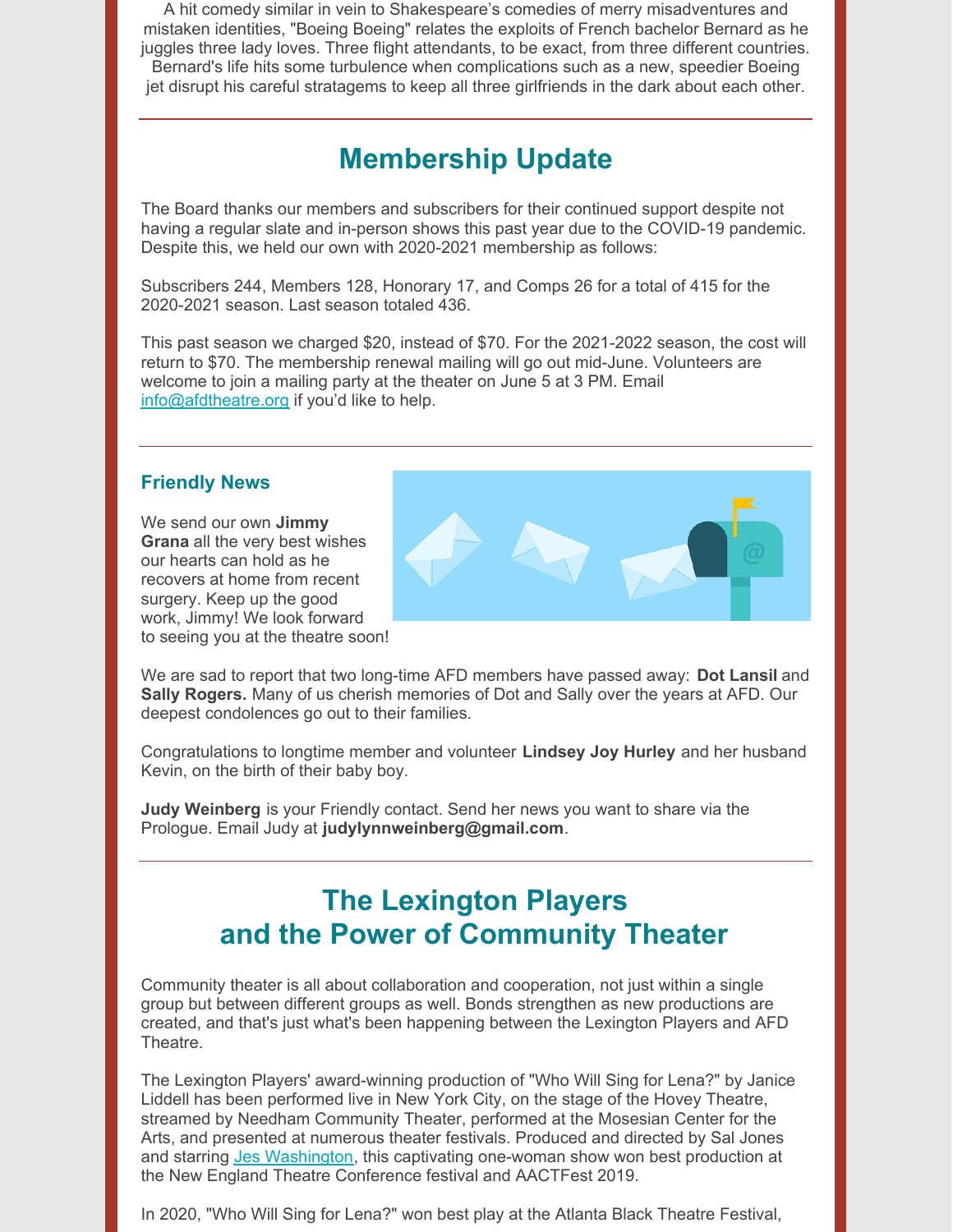A hit comedy similar in vein to Shakespeare's comedies of merry misadventures and mistaken identities, "Boeing Boeing" relates the exploits of French bachelor Bernard as he juggles three lady loves. Three flight attendants, to be exact, from three different countries. Bernard's life hits some turbulence when complications such as a new, speedier Boeing jet disrupt his careful stratagems to keep all three girlfriends in the dark about each other.

## Membership Update

The Board thanks our members and subscribers for their continued support despite not having a regular slate and in-person shows this past year due to the COVID-19 pandemic. Despite this, we held our own with 2020-2021 membership as follows:

Subscribers 244, Members 128, Honorary 17, and Comps 26 for a total of 415 for the 2020-2021 season. Last season totaled 436.

This past season we charged $20, instead of $70. For the 2021-2022 season, the cost will return to $70. The membership renewal mailing will go out mid-June. Volunteers are welcome to join a mailing party at the theater on June 5 at 3 PM. Email info@afdtheatre.org if you'd like to help.

### Friendly News

We send our own **Jimmy Grana** all the very best wishes our hearts can hold as he recovers at home from recent surgery. Keep up the good work, Jimmy! We look forward to seeing you at the theatre soon!

We are sad to report that two long-time AFD members have passed away: **Dot Lansil** and **Sally Rogers.** Many of us cherish memories of Dot and Sally over the years at AFD. Our deepest condolences go out to their families.

Congratulations to longtime member and volunteer **Lindsey Joy Hurley** and her husband Kevin, on the birth of their baby boy.

**Judy Weinberg** is your Friendly contact. Send her news you want to share via the Prologue. Email Judy at **judylynnweinberg@gmail.com**.

## The Lexington Players and the Power of Community Theater

Community theater is all about collaboration and cooperation, not just within a single group but between different groups as well. Bonds strengthen as new productions are created, and that's just what's been happening between the Lexington Players and AFD Theatre.

The Lexington Players' award-winning production of "Who Will Sing for Lena?" by Janice Liddell has been performed live in New York City, on the stage of the Hovey Theatre, streamed by Needham Community Theater, performed at the Mosesian Center for the Arts, and presented at numerous theater festivals. Produced and directed by Sal Jones and starring Jes Washington, this captivating one-woman show won best production at the New England Theatre Conference festival and AACTFest 2019.

In 2020, "Who Will Sing for Lena?" won best play at the Atlanta Black Theatre Festival,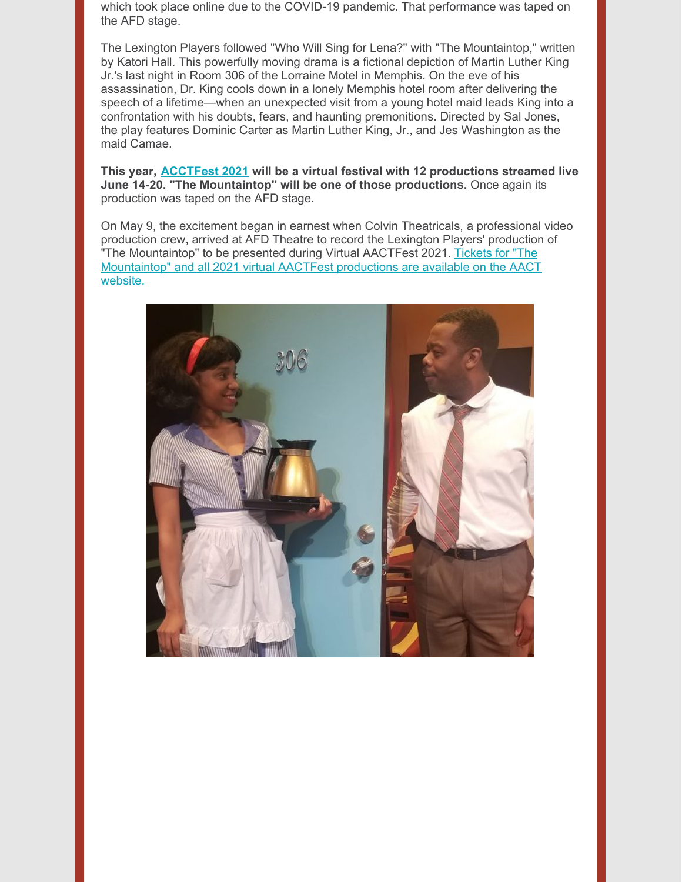which took place online due to the COVID-19 pandemic. That performance was taped on the AFD stage.

The Lexington Players followed "Who Will Sing for Lena?" with "The Mountaintop," written by Katori Hall. This powerfully moving drama is a fictional depiction of Martin Luther King Jr.'s last night in Room 306 of the Lorraine Motel in Memphis. On the eve of his assassination, Dr. King cools down in a lonely Memphis hotel room after delivering the speech of a lifetime—when an unexpected visit from a young hotel maid leads King into a confrontation with his doubts, fears, and haunting premonitions. Directed by Sal Jones, the play features Dominic Carter as Martin Luther King, Jr., and Jes Washington as the maid Camae.

**This year, ACCTFest 2021 will be a virtual festival with 12 productions streamed live June 14-20. "The Mountaintop" will be one of those productions.** Once again its production was taped on the AFD stage.

On May 9, the excitement began in earnest when Colvin Theatricals, a professional video production crew, arrived at AFD Theatre to record the Lexington Players' production of "The Mountaintop" to be presented during Virtual AACTFest 2021. Tickets for "The Mountaintop" and all 2021 virtual AACTFest productions are available on the AACT website.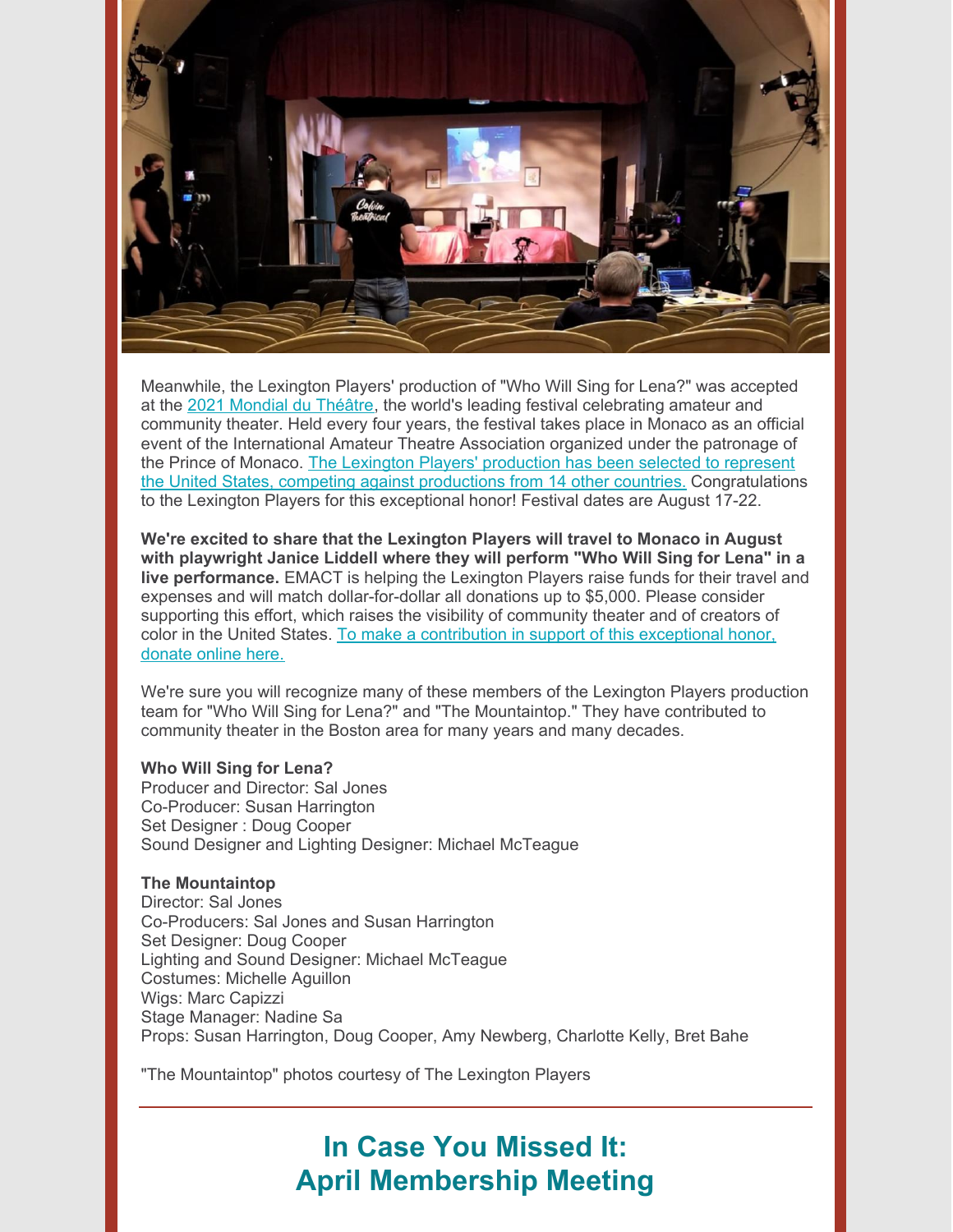Meanwhile, the Lexington Players' production of "Who Will Sing for Lena?" was accepted at the 2021 Mondial du Théâtre, the world's leading festival celebrating amateur and community theater. Held every four years, the festival takes place in Monaco as an official event of the International Amateur Theatre Association organized under the patronage of the Prince of Monaco. The Lexington Players' production has been selected to represent the United States, competing against productions from 14 other countries. Congratulations to the Lexington Players for this exceptional honor! Festival dates are August 17-22.

**We're excited to share that the Lexington Players will travel to Monaco in August with playwright Janice Liddell where they will perform "Who Will Sing for Lena" in a live performance.** EMACT is helping the Lexington Players raise funds for their travel and expenses and will match dollar-for-dollar all donations up to $5,000. Please consider supporting this effort, which raises the visibility of community theater and of creators of color in the United States. To make a contribution in support of this exceptional honor, donate online here.

We're sure you will recognize many of these members of the Lexington Players production team for "Who Will Sing for Lena?" and "The Mountaintop." They have contributed to community theater in the Boston area for many years and many decades.

**Who Will Sing for Lena?**
Producer and Director: Sal Jones
Co-Producer: Susan Harrington
Set Designer : Doug Cooper
Sound Designer and Lighting Designer: Michael McTeague

**The Mountaintop**
Director: Sal Jones
Co-Producers: Sal Jones and Susan Harrington
Set Designer: Doug Cooper
Lighting and Sound Designer: Michael McTeague
Costumes: Michelle Aguillon
Wigs: Marc Capizzi
Stage Manager: Nadine Sa
Props: Susan Harrington, Doug Cooper, Amy Newberg, Charlotte Kelly, Bret Bahe

"The Mountaintop" photos courtesy of The Lexington Players

## In Case You Missed It: April Membership Meeting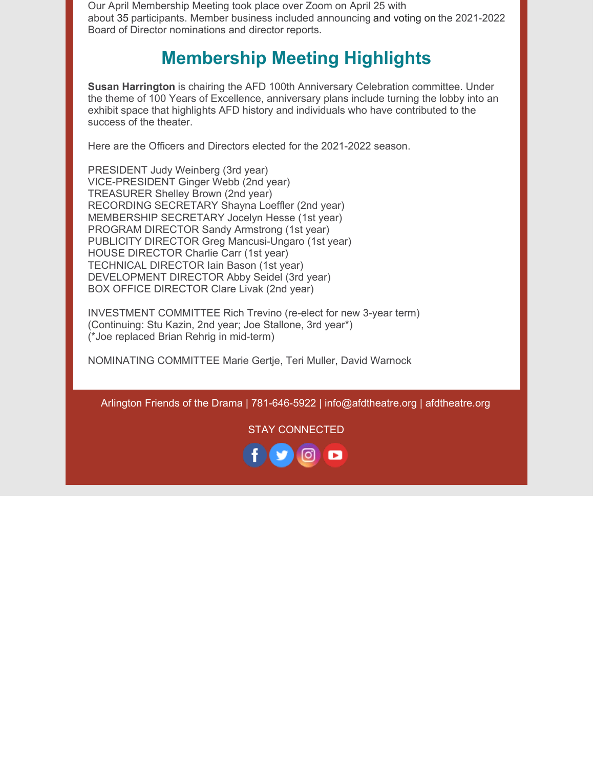Our April Membership Meeting took place over Zoom on April 25 with about 35 participants. Member business included announcing and voting on the 2021-2022 Board of Director nominations and director reports.

## Membership Meeting Highlights

**Susan Harrington** is chairing the AFD 100th Anniversary Celebration committee. Under the theme of 100 Years of Excellence, anniversary plans include turning the lobby into an exhibit space that highlights AFD history and individuals who have contributed to the success of the theater.

Here are the Officers and Directors elected for the 2021-2022 season.

PRESIDENT Judy Weinberg (3rd year)
VICE-PRESIDENT Ginger Webb (2nd year)
TREASURER Shelley Brown (2nd year)
RECORDING SECRETARY Shayna Loeffler (2nd year)
MEMBERSHIP SECRETARY Jocelyn Hesse (1st year)
PROGRAM DIRECTOR Sandy Armstrong (1st year)
PUBLICITY DIRECTOR Greg Mancusi-Ungaro (1st year)
HOUSE DIRECTOR Charlie Carr (1st year)
TECHNICAL DIRECTOR Iain Bason (1st year)
DEVELOPMENT DIRECTOR Abby Seidel (3rd year)
BOX OFFICE DIRECTOR Clare Livak (2nd year)

INVESTMENT COMMITTEE Rich Trevino (re-elect for new 3-year term)
(Continuing: Stu Kazin, 2nd year; Joe Stallone, 3rd year*)
(*Joe replaced Brian Rehrig in mid-term)

NOMINATING COMMITTEE Marie Gertje, Teri Muller, David Warnock

Arlington Friends of the Drama | 781-646-5922 | info@afdtheatre.org | afdtheatre.org

STAY CONNECTED